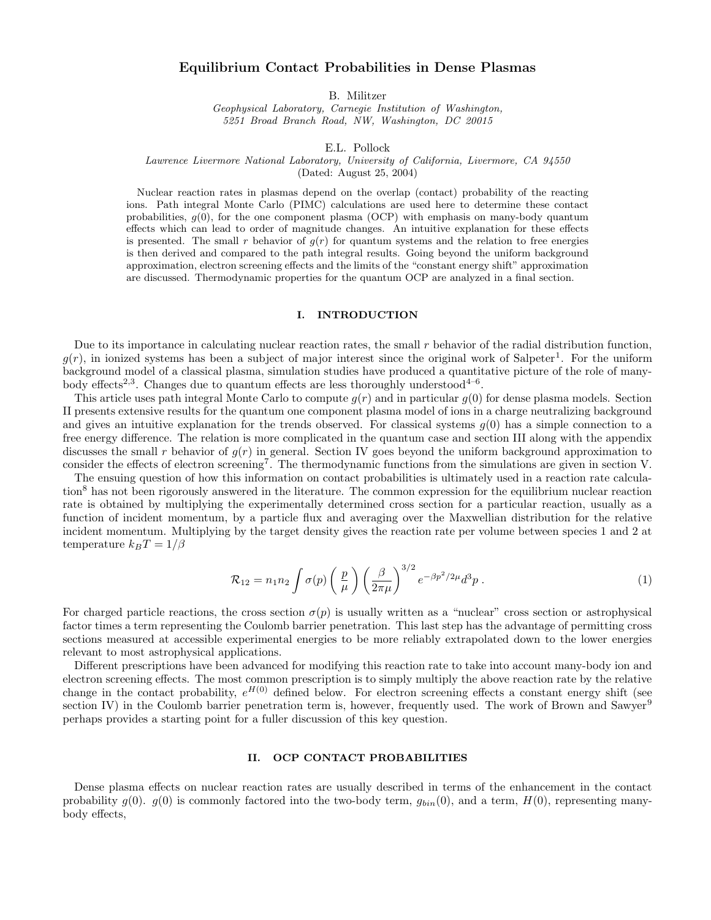# Equilibrium Contact Probabilities in Dense Plasmas

B. Militzer

*Geophysical Laboratory, Carnegie Institution of Washington, 5251 Broad Branch Road, NW, Washington, DC 20015*

E.L. Pollock

*Lawrence Livermore National Laboratory, University of California, Livermore, CA 94550*

(Dated: August 25, 2004)

Nuclear reaction rates in plasmas depend on the overlap (contact) probability of the reacting ions. Path integral Monte Carlo (PIMC) calculations are used here to determine these contact probabilities, $g(0)$, for the one component plasma (OCP) with emphasis on many-body quantum effects which can lead to order of magnitude changes. An intuitive explanation for these effects is presented. The small $r$ behavior of $g(r)$ for quantum systems and the relation to free energies is then derived and compared to the path integral results. Going beyond the uniform background approximation, electron screening effects and the limits of the "constant energy shift" approximation are discussed. Thermodynamic properties for the quantum OCP are analyzed in a final section.

## I. INTRODUCTION

Due to its importance in calculating nuclear reaction rates, the small $r$ behavior of the radial distribution function, $g(r)$, in ionized systems has been a subject of major interest since the original work of Salpeter[1]. For the uniform background model of a classical plasma, simulation studies have produced a quantitative picture of the role of many-body effects[2,3]. Changes due to quantum effects are less thoroughly understood[4–6].

This article uses path integral Monte Carlo to compute $g(r)$ and in particular $g(0)$ for dense plasma models. Section II presents extensive results for the quantum one component plasma model of ions in a charge neutralizing background and gives an intuitive explanation for the trends observed. For classical systems $g(0)$ has a simple connection to a free energy difference. The relation is more complicated in the quantum case and section III along with the appendix discusses the small $r$ behavior of $g(r)$ in general. Section IV goes beyond the uniform background approximation to consider the effects of electron screening[7]. The thermodynamic functions from the simulations are given in section V.

The ensuing question of how this information on contact probabilities is ultimately used in a reaction rate calculation[8] has not been rigorously answered in the literature. The common expression for the equilibrium nuclear reaction rate is obtained by multiplying the experimentally determined cross section for a particular reaction, usually as a function of incident momentum, by a particle flux and averaging over the Maxwellian distribution for the relative incident momentum. Multiplying by the target density gives the reaction rate per volume between species 1 and 2 at temperature $k_BT = 1/\beta$

$$\mathcal{R}_{12} = n_1 n_2 \int \sigma(p) \left( \frac{p}{\mu} \right) \left( \frac{\beta}{2\pi\mu} \right)^{3/2} e^{-\beta p^2/2\mu} d^3p \,. \tag{1}$$

For charged particle reactions, the cross section $\sigma(p)$ is usually written as a "nuclear" cross section or astrophysical factor times a term representing the Coulomb barrier penetration. This last step has the advantage of permitting cross sections measured at accessible experimental energies to be more reliably extrapolated down to the lower energies relevant to most astrophysical applications.

Different prescriptions have been advanced for modifying this reaction rate to take into account many-body ion and electron screening effects. The most common prescription is to simply multiply the above reaction rate by the relative change in the contact probability, $e^{H(0)}$ defined below. For electron screening effects a constant energy shift (see section IV) in the Coulomb barrier penetration term is, however, frequently used. The work of Brown and Sawyer[9] perhaps provides a starting point for a fuller discussion of this key question.

## II. OCP CONTACT PROBABILITIES

Dense plasma effects on nuclear reaction rates are usually described in terms of the enhancement in the contact probability $g(0)$. $g(0)$ is commonly factored into the two-body term, $g_{bin}(0)$, and a term, $H(0)$, representing many-body effects,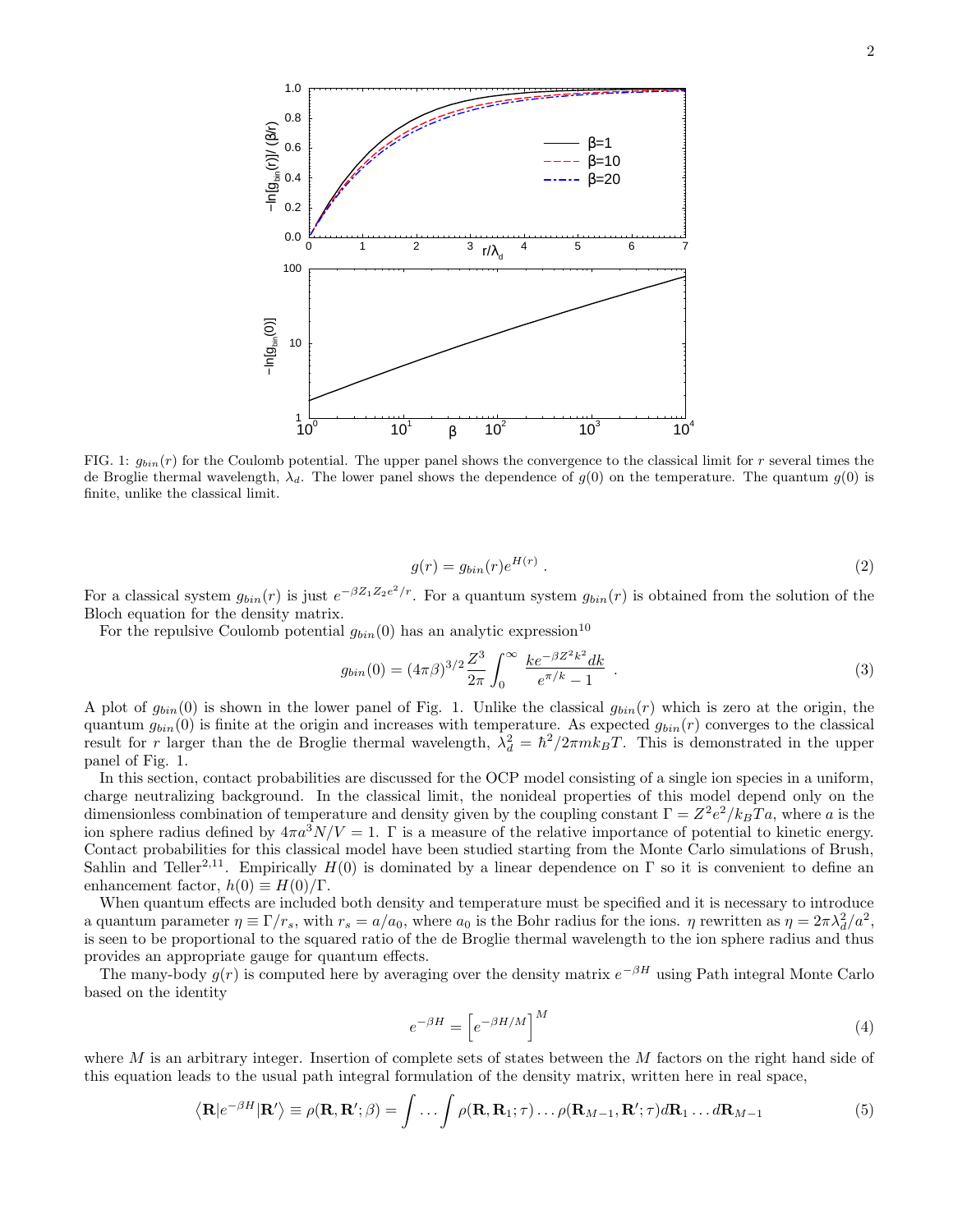FIG. 1: $g_{bin}(r)$ for the Coulomb potential. The upper panel shows the convergence to the classical limit for $r$ several times the de Broglie thermal wavelength, $\lambda_d$. The lower panel shows the dependence of $g(0)$ on the temperature. The quantum $g(0)$ is finite, unlike the classical limit.

$$g(r) = g_{bin}(r)e^{H(r)} \; . \tag{2}$$

For a classical system $g_{bin}(r)$ is just $e^{-\beta Z_1 Z_2 e^2/r}$. For a quantum system $g_{bin}(r)$ is obtained from the solution of the Bloch equation for the density matrix.

For the repulsive Coulomb potential $g_{bin}(0)$ has an analytic expression[10]

$$g_{bin}(0) = (4\pi\beta)^{3/2}\frac{Z^3}{2\pi}\int_0^\infty \frac{ke^{-\beta Z^2 k^2}dk}{e^{\pi/k}-1} \; . \tag{3}$$

A plot of $g_{bin}(0)$ is shown in the lower panel of Fig. 1. Unlike the classical $g_{bin}(r)$ which is zero at the origin, the quantum $g_{bin}(0)$ is finite at the origin and increases with temperature. As expected $g_{bin}(r)$ converges to the classical result for $r$ larger than the de Broglie thermal wavelength, $\lambda_d^2 = \hbar^2/2\pi m k_B T$. This is demonstrated in the upper panel of Fig. 1.

In this section, contact probabilities are discussed for the OCP model consisting of a single ion species in a uniform, charge neutralizing background. In the classical limit, the nonideal properties of this model depend only on the dimensionless combination of temperature and density given by the coupling constant $\Gamma = Z^2e^2/k_BTa$, where $a$ is the ion sphere radius defined by $4\pi a^3 N/V = 1$. $\Gamma$ is a measure of the relative importance of potential to kinetic energy. Contact probabilities for this classical model have been studied starting from the Monte Carlo simulations of Brush, Sahlin and Teller[2,11]. Empirically $H(0)$ is dominated by a linear dependence on $\Gamma$ so it is convenient to define an enhancement factor, $h(0) \equiv H(0)/\Gamma$.

When quantum effects are included both density and temperature must be specified and it is necessary to introduce a quantum parameter $\eta \equiv \Gamma/r_s$, with $r_s = a/a_0$, where $a_0$ is the Bohr radius for the ions. $\eta$ rewritten as $\eta = 2\pi\lambda_d^2/a^2$, is seen to be proportional to the squared ratio of the de Broglie thermal wavelength to the ion sphere radius and thus provides an appropriate gauge for quantum effects.

The many-body $g(r)$ is computed here by averaging over the density matrix $e^{-\beta H}$ using Path integral Monte Carlo based on the identity

$$e^{-\beta H} = \left[e^{-\beta H/M}\right]^M \tag{4}$$

where $M$ is an arbitrary integer. Insertion of complete sets of states between the $M$ factors on the right hand side of this equation leads to the usual path integral formulation of the density matrix, written here in real space,

$$\left\langle \mathbf{R}|e^{-\beta H}|\mathbf{R}'\right\rangle \equiv \rho(\mathbf{R},\mathbf{R}';\beta) = \int \ldots \int \rho(\mathbf{R},\mathbf{R}_1;\tau)\ldots\rho(\mathbf{R}_{M-1},\mathbf{R}';\tau)d\mathbf{R}_1\ldots d\mathbf{R}_{M-1} \tag{5}$$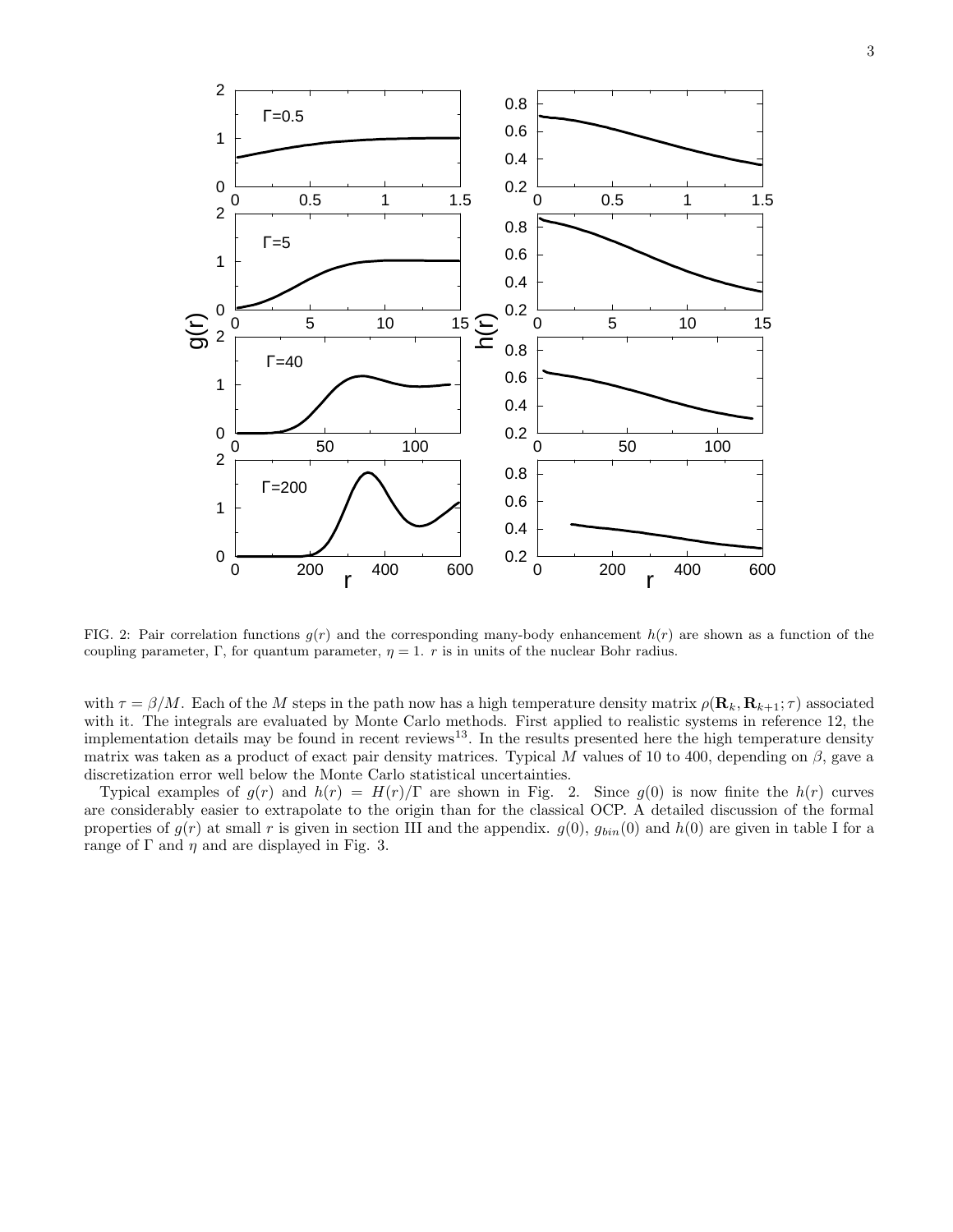FIG. 2: Pair correlation functions $g(r)$ and the corresponding many-body enhancement $h(r)$ are shown as a function of the coupling parameter, $\Gamma$, for quantum parameter, $\eta = 1$. $r$ is in units of the nuclear Bohr radius.

with $\tau = \beta/M$. Each of the $M$ steps in the path now has a high temperature density matrix $\rho(\mathbf{R}_k, \mathbf{R}_{k+1}; \tau)$ associated with it. The integrals are evaluated by Monte Carlo methods. First applied to realistic systems in reference 12, the implementation details may be found in recent reviews[13]. In the results presented here the high temperature density matrix was taken as a product of exact pair density matrices. Typical $M$ values of 10 to 400, depending on $\beta$, gave a discretization error well below the Monte Carlo statistical uncertainties.

Typical examples of $g(r)$ and $h(r) = H(r)/\Gamma$ are shown in Fig. 2. Since $g(0)$ is now finite the $h(r)$ curves are considerably easier to extrapolate to the origin than for the classical OCP. A detailed discussion of the formal properties of $g(r)$ at small $r$ is given in section III and the appendix. $g(0)$, $g_{bin}(0)$ and $h(0)$ are given in table I for a range of $\Gamma$ and $\eta$ and are displayed in Fig. 3.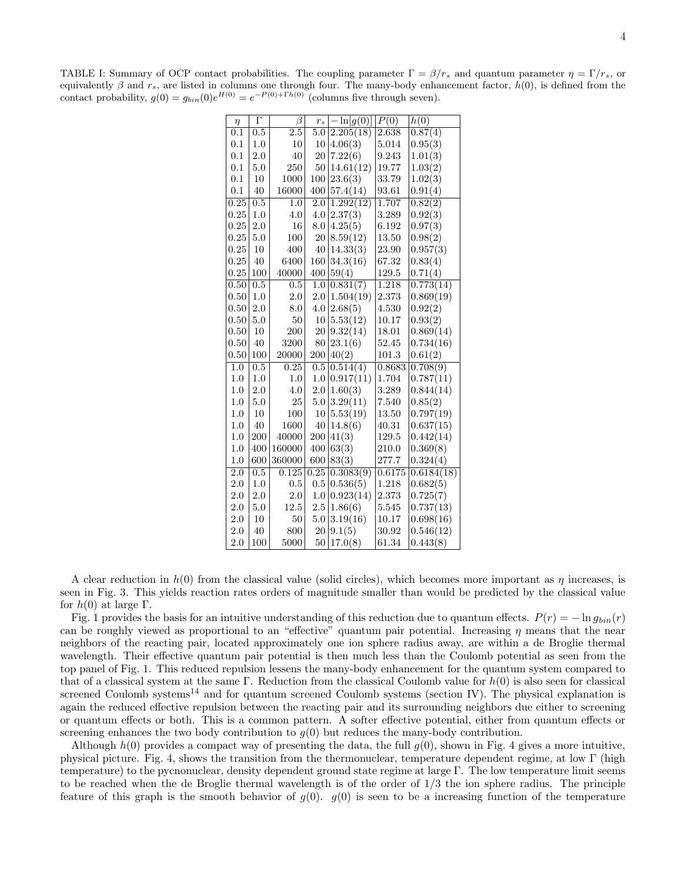TABLE I: Summary of OCP contact probabilities. The coupling parameter $\Gamma = \beta/r_s$ and quantum parameter $\eta = \Gamma/r_s$, or equivalently $\beta$ and $r_s$, are listed in columns one through four. The many-body enhancement factor, $h(0)$, is defined from the contact probability, $g(0) = g_{bin}(0)e^{H(0)} = e^{-P(0)+\Gamma h(0)}$ (columns five through seven).

| $\eta$ | $\Gamma$ | $\beta$ | $r_s$ | $-\ln[g(0)]$ | $P(0)$ | $h(0)$ |
|---|---|---|---|---|---|---|
| 0.1 | 0.5 | 2.5 | 5.0 | 2.205(18) | 2.638 | 0.87(4) |
| 0.1 | 1.0 | 10 | 10 | 4.06(3) | 5.014 | 0.95(3) |
| 0.1 | 2.0 | 40 | 20 | 7.22(6) | 9.243 | 1.01(3) |
| 0.1 | 5.0 | 250 | 50 | 14.61(12) | 19.77 | 1.03(2) |
| 0.1 | 10 | 1000 | 100 | 23.6(3) | 33.79 | 1.02(3) |
| 0.1 | 40 | 16000 | 400 | 57.4(14) | 93.61 | 0.91(4) |
| 0.25 | 0.5 | 1.0 | 2.0 | 1.292(12) | 1.707 | 0.82(2) |
| 0.25 | 1.0 | 4.0 | 4.0 | 2.37(3) | 3.289 | 0.92(3) |
| 0.25 | 2.0 | 16 | 8.0 | 4.25(5) | 6.192 | 0.97(3) |
| 0.25 | 5.0 | 100 | 20 | 8.59(12) | 13.50 | 0.98(2) |
| 0.25 | 10 | 400 | 40 | 14.33(3) | 23.90 | 0.957(3) |
| 0.25 | 40 | 6400 | 160 | 34.3(16) | 67.32 | 0.83(4) |
| 0.25 | 100 | 40000 | 400 | 59(4) | 129.5 | 0.71(4) |
| 0.50 | 0.5 | 0.5 | 1.0 | 0.831(7) | 1.218 | 0.773(14) |
| 0.50 | 1.0 | 2.0 | 2.0 | 1.504(19) | 2.373 | 0.869(19) |
| 0.50 | 2.0 | 8.0 | 4.0 | 2.68(5) | 4.530 | 0.92(2) |
| 0.50 | 5.0 | 50 | 10 | 5.53(12) | 10.17 | 0.93(2) |
| 0.50 | 10 | 200 | 20 | 9.32(14) | 18.01 | 0.869(14) |
| 0.50 | 40 | 3200 | 80 | 23.1(6) | 52.45 | 0.734(16) |
| 0.50 | 100 | 20000 | 200 | 40(2) | 101.3 | 0.61(2) |
| 1.0 | 0.5 | 0.25 | 0.5 | 0.514(4) | 0.8683 | 0.708(9) |
| 1.0 | 1.0 | 1.0 | 1.0 | 0.917(11) | 1.704 | 0.787(11) |
| 1.0 | 2.0 | 4.0 | 2.0 | 1.60(3) | 3.289 | 0.844(14) |
| 1.0 | 5.0 | 25 | 5.0 | 3.29(11) | 7.540 | 0.85(2) |
| 1.0 | 10 | 100 | 10 | 5.53(19) | 13.50 | 0.797(19) |
| 1.0 | 40 | 1600 | 40 | 14.8(6) | 40.31 | 0.637(15) |
| 1.0 | 200 | 40000 | 200 | 41(3) | 129.5 | 0.442(14) |
| 1.0 | 400 | 160000 | 400 | 63(3) | 210.0 | 0.369(8) |
| 1.0 | 600 | 360000 | 600 | 83(3) | 277.7 | 0.324(4) |
| 2.0 | 0.5 | 0.125 | 0.25 | 0.3083(9) | 0.6175 | 0.6184(18) |
| 2.0 | 1.0 | 0.5 | 0.5 | 0.536(5) | 1.218 | 0.682(5) |
| 2.0 | 2.0 | 2.0 | 1.0 | 0.923(14) | 2.373 | 0.725(7) |
| 2.0 | 5.0 | 12.5 | 2.5 | 1.86(6) | 5.545 | 0.737(13) |
| 2.0 | 10 | 50 | 5.0 | 3.19(16) | 10.17 | 0.698(16) |
| 2.0 | 40 | 800 | 20 | 9.1(5) | 30.92 | 0.546(12) |
| 2.0 | 100 | 5000 | 50 | 17.0(8) | 61.34 | 0.443(8) |

A clear reduction in $h(0)$ from the classical value (solid circles), which becomes more important as $\eta$ increases, is seen in Fig. 3. This yields reaction rates orders of magnitude smaller than would be predicted by the classical value for $h(0)$ at large $\Gamma$.

Fig. 1 provides the basis for an intuitive understanding of this reduction due to quantum effects. $P(r) = -\ln g_{bin}(r)$ can be roughly viewed as proportional to an "effective" quantum pair potential. Increasing $\eta$ means that the near neighbors of the reacting pair, located approximately one ion sphere radius away, are within a de Broglie thermal wavelength. Their effective quantum pair potential is then much less than the Coulomb potential as seen from the top panel of Fig. 1. This reduced repulsion lessens the many-body enhancement for the quantum system compared to that of a classical system at the same $\Gamma$. Reduction from the classical Coulomb value for $h(0)$ is also seen for classical screened Coulomb systems[14] and for quantum screened Coulomb systems (section IV). The physical explanation is again the reduced effective repulsion between the reacting pair and its surrounding neighbors due either to screening or quantum effects or both. This is a common pattern. A softer effective potential, either from quantum effects or screening enhances the two body contribution to $g(0)$ but reduces the many-body contribution.

Although $h(0)$ provides a compact way of presenting the data, the full $g(0)$, shown in Fig. 4 gives a more intuitive, physical picture. Fig. 4, shows the transition from the thermonuclear, temperature dependent regime, at low $\Gamma$ (high temperature) to the pycnonuclear, density dependent ground state regime at large $\Gamma$. The low temperature limit seems to be reached when the de Broglie thermal wavelength is of the order of 1/3 the ion sphere radius. The principle feature of this graph is the smooth behavior of $g(0)$. $g(0)$ is seen to be a increasing function of the temperature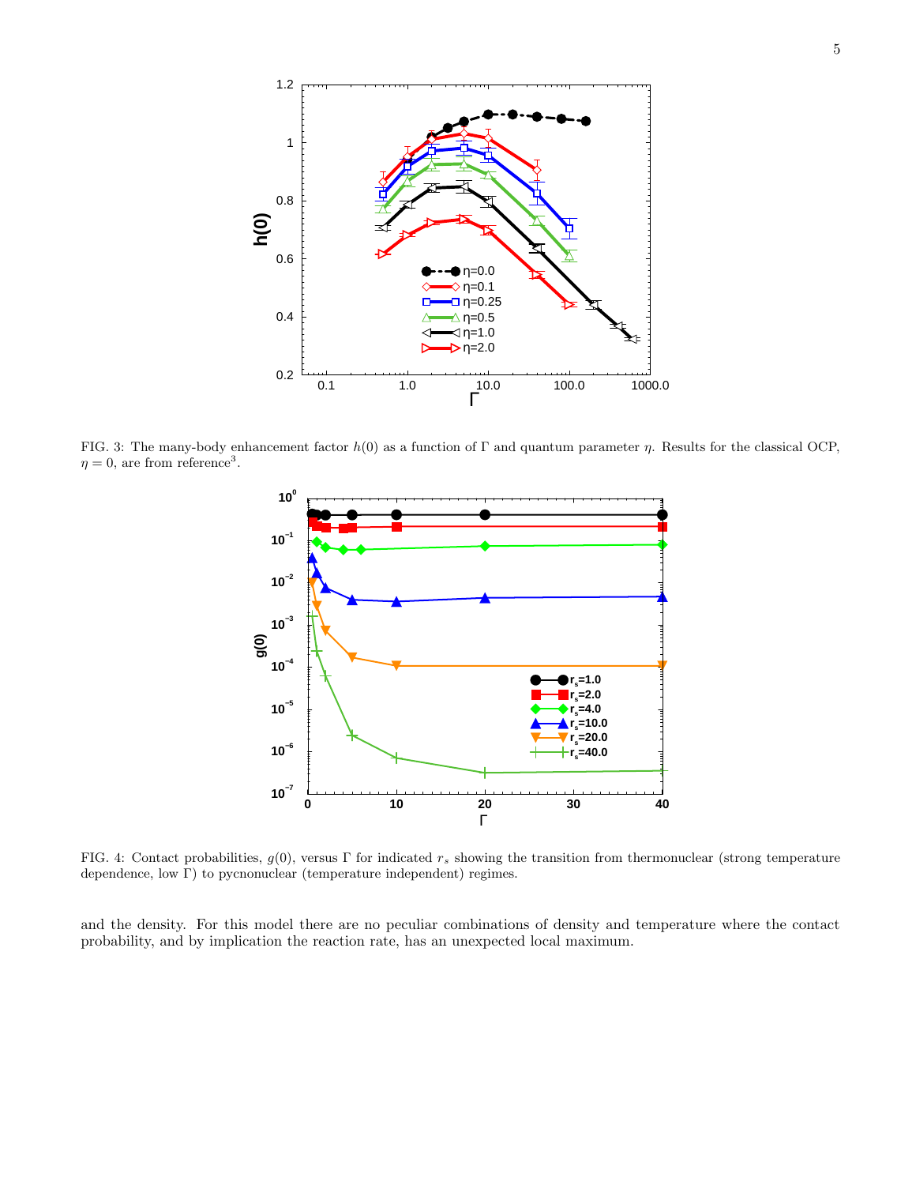FIG. 3: The many-body enhancement factor $h(0)$ as a function of $\Gamma$ and quantum parameter $\eta$. Results for the classical OCP, $\eta = 0$, are from reference[3].

FIG. 4: Contact probabilities, $g(0)$, versus $\Gamma$ for indicated $r_s$ showing the transition from thermonuclear (strong temperature dependence, low $\Gamma$) to pycnonuclear (temperature independent) regimes.

and the density. For this model there are no peculiar combinations of density and temperature where the contact probability, and by implication the reaction rate, has an unexpected local maximum.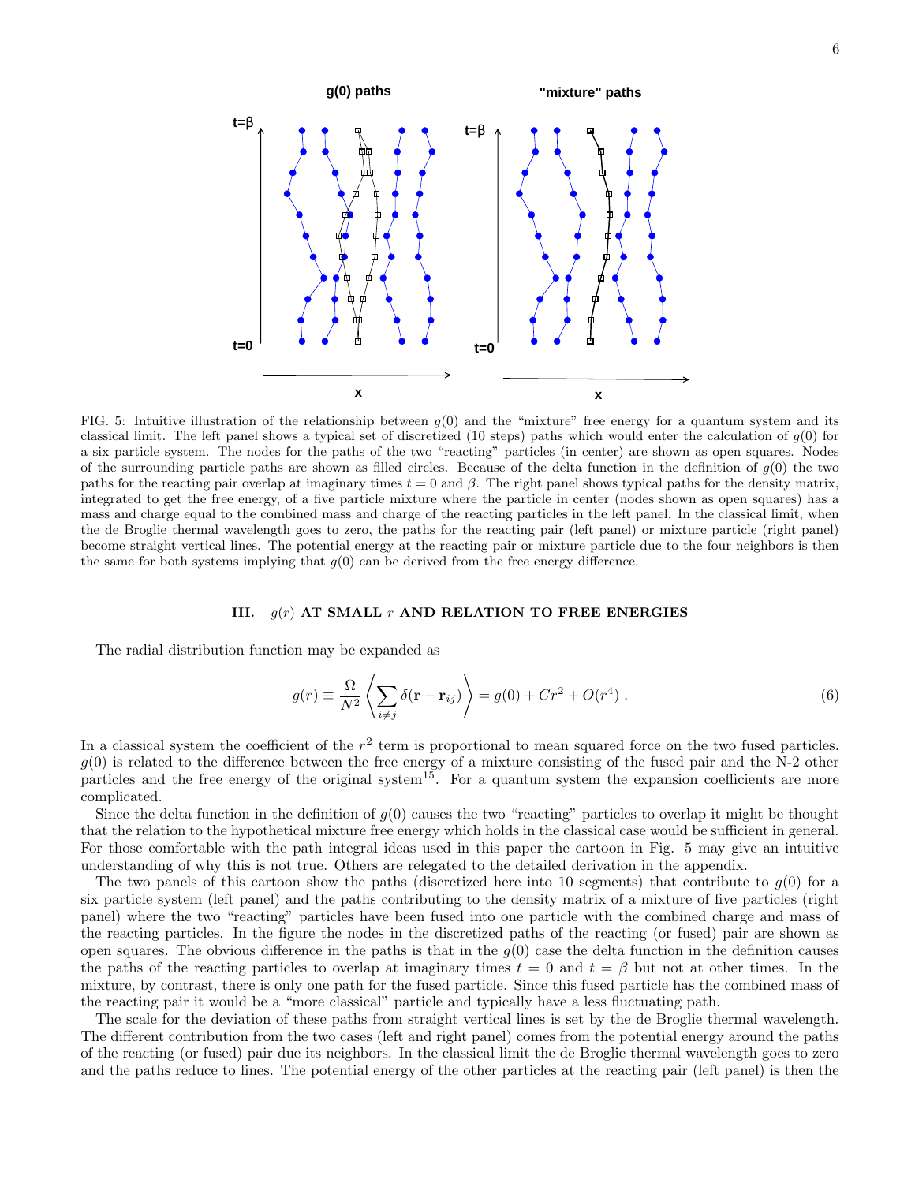FIG. 5: Intuitive illustration of the relationship between $g(0)$ and the "mixture" free energy for a quantum system and its classical limit. The left panel shows a typical set of discretized (10 steps) paths which would enter the calculation of $g(0)$ for a six particle system. The nodes for the paths of the two "reacting" particles (in center) are shown as open squares. Nodes of the surrounding particle paths are shown as filled circles. Because of the delta function in the definition of $g(0)$ the two paths for the reacting pair overlap at imaginary times $t = 0$ and $\beta$. The right panel shows typical paths for the density matrix, integrated to get the free energy, of a five particle mixture where the particle in center (nodes shown as open squares) has a mass and charge equal to the combined mass and charge of the reacting particles in the left panel. In the classical limit, when the de Broglie thermal wavelength goes to zero, the paths for the reacting pair (left panel) or mixture particle (right panel) become straight vertical lines. The potential energy at the reacting pair or mixture particle due to the four neighbors is then the same for both systems implying that $g(0)$ can be derived from the free energy difference.

## III. $g(r)$ AT SMALL $r$ AND RELATION TO FREE ENERGIES

The radial distribution function may be expanded as

$$g(r) \equiv \frac{\Omega}{N^2}\left\langle \sum_{i\neq j} \delta(\mathbf{r}-\mathbf{r}_{ij})\right\rangle = g(0) + Cr^2 + O(r^4)\ . \tag{6}$$

In a classical system the coefficient of the $r^2$ term is proportional to mean squared force on the two fused particles. $g(0)$ is related to the difference between the free energy of a mixture consisting of the fused pair and the N-2 other particles and the free energy of the original system[15]. For a quantum system the expansion coefficients are more complicated.

Since the delta function in the definition of $g(0)$ causes the two "reacting" particles to overlap it might be thought that the relation to the hypothetical mixture free energy which holds in the classical case would be sufficient in general. For those comfortable with the path integral ideas used in this paper the cartoon in Fig. 5 may give an intuitive understanding of why this is not true. Others are relegated to the detailed derivation in the appendix.

The two panels of this cartoon show the paths (discretized here into 10 segments) that contribute to $g(0)$ for a six particle system (left panel) and the paths contributing to the density matrix of a mixture of five particles (right panel) where the two "reacting" particles have been fused into one particle with the combined charge and mass of the reacting particles. In the figure the nodes in the discretized paths of the reacting (or fused) pair are shown as open squares. The obvious difference in the paths is that in the $g(0)$ case the delta function in the definition causes the paths of the reacting particles to overlap at imaginary times $t = 0$ and $t = \beta$ but not at other times. In the mixture, by contrast, there is only one path for the fused particle. Since this fused particle has the combined mass of the reacting pair it would be a "more classical" particle and typically have a less fluctuating path.

The scale for the deviation of these paths from straight vertical lines is set by the de Broglie thermal wavelength. The different contribution from the two cases (left and right panel) comes from the potential energy around the paths of the reacting (or fused) pair due its neighbors. In the classical limit the de Broglie thermal wavelength goes to zero and the paths reduce to lines. The potential energy of the other particles at the reacting pair (left panel) is then the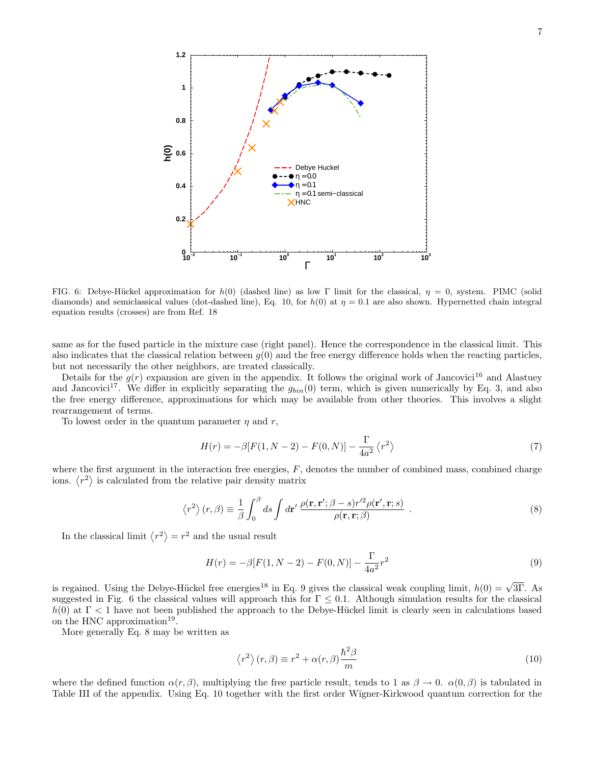FIG. 6: Debye-Hückel approximation for $h(0)$ (dashed line) as low $\Gamma$ limit for the classical, $\eta = 0$, system. PIMC (solid diamonds) and semiclassical values (dot-dashed line), Eq. 10, for $h(0)$ at $\eta = 0.1$ are also shown. Hypernetted chain integral equation results (crosses) are from Ref. 18

same as for the fused particle in the mixture case (right panel). Hence the correspondence in the classical limit. This also indicates that the classical relation between $g(0)$ and the free energy difference holds when the reacting particles, but not necessarily the other neighbors, are treated classically.

Details for the $g(r)$ expansion are given in the appendix. It follows the original work of Jancovici[16] and Alastuey and Jancovici[17]. We differ in explicitly separating the $g_{bin}(0)$ term, which is given numerically by Eq. 3, and also the free energy difference, approximations for which may be available from other theories. This involves a slight rearrangement of terms.

To lowest order in the quantum parameter $\eta$ and $r$,

$$H(r) = -\beta[F(1, N-2) - F(0, N)] - \frac{\Gamma}{4a^2}\left\langle r^2 \right\rangle \tag{7}$$

where the first argument in the interaction free energies, $F$, denotes the number of combined mass, combined charge ions. $\left\langle r^2 \right\rangle$ is calculated from the relative pair density matrix

$$\left\langle r^2 \right\rangle (r, \beta) \equiv \frac{1}{\beta}\int_0^\beta ds \int d\mathbf{r}' \, \frac{\rho(\mathbf{r}, \mathbf{r}'; \beta - s) r'^2 \rho(\mathbf{r}', \mathbf{r}; s)}{\rho(\mathbf{r}, \mathbf{r}; \beta)} \ . \tag{8}$$

In the classical limit $\left\langle r^2 \right\rangle = r^2$ and the usual result

$$H(r) = -\beta[F(1, N-2) - F(0, N)] - \frac{\Gamma}{4a^2} r^2 \tag{9}$$

is regained. Using the Debye-Hückel free energies[18] in Eq. 9 gives the classical weak coupling limit, $h(0) = \sqrt{3\Gamma}$. As suggested in Fig. 6 the classical values will approach this for $\Gamma \leq 0.1$. Although simulation results for the classical $h(0)$ at $\Gamma < 1$ have not been published the approach to the Debye-Hückel limit is clearly seen in calculations based on the HNC approximation[19].

More generally Eq. 8 may be written as

$$\left\langle r^2 \right\rangle (r, \beta) \equiv r^2 + \alpha(r, \beta) \frac{\hbar^2 \beta}{m} \tag{10}$$

where the defined function $\alpha(r, \beta)$, multiplying the free particle result, tends to 1 as $\beta \to 0$. $\alpha(0, \beta)$ is tabulated in Table III of the appendix. Using Eq. 10 together with the first order Wigner-Kirkwood quantum correction for the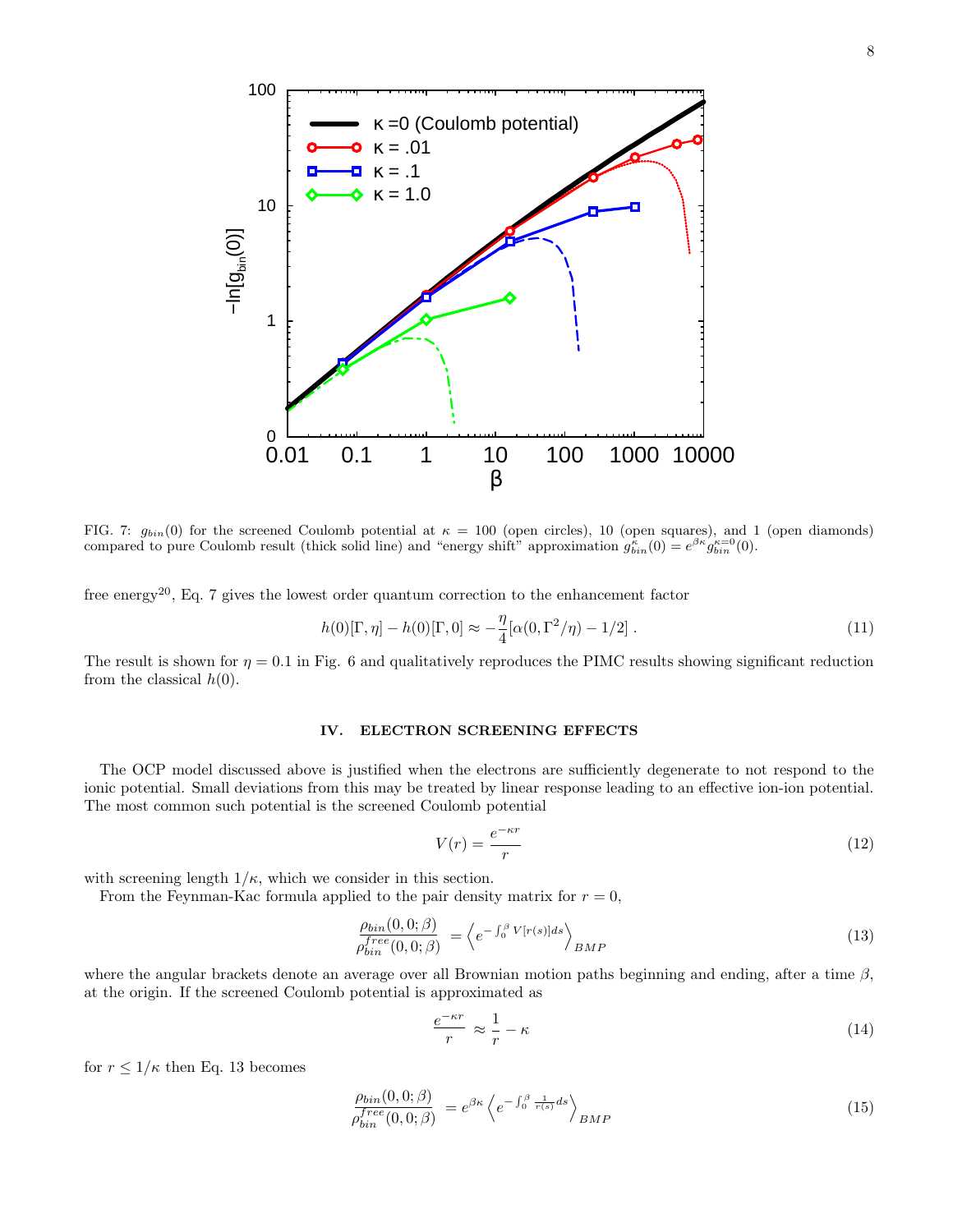FIG. 7: $g_{bin}(0)$ for the screened Coulomb potential at $\kappa = 100$ (open circles), 10 (open squares), and 1 (open diamonds) compared to pure Coulomb result (thick solid line) and "energy shift" approximation $g^{\kappa}_{bin}(0) = e^{\beta\kappa} g^{\kappa=0}_{bin}(0)$.

free energy[20], Eq. 7 gives the lowest order quantum correction to the enhancement factor

$$h(0)[\Gamma, \eta] - h(0)[\Gamma, 0] \approx -\frac{\eta}{4}[\alpha(0, \Gamma^2/\eta) - 1/2] \,. \tag{11}$$

The result is shown for $\eta = 0.1$ in Fig. 6 and qualitatively reproduces the PIMC results showing significant reduction from the classical $h(0)$.

## IV. ELECTRON SCREENING EFFECTS

The OCP model discussed above is justified when the electrons are sufficiently degenerate to not respond to the ionic potential. Small deviations from this may be treated by linear response leading to an effective ion-ion potential. The most common such potential is the screened Coulomb potential

$$V(r) = \frac{e^{-\kappa r}}{r} \tag{12}$$

with screening length $1/\kappa$, which we consider in this section.

From the Feynman-Kac formula applied to the pair density matrix for $r = 0$,

$$\frac{\rho_{bin}(0, 0; \beta)}{\rho^{free}_{bin}(0, 0; \beta)} = \left\langle e^{-\int_0^\beta V[r(s)]ds} \right\rangle_{BMP} \tag{13}$$

where the angular brackets denote an average over all Brownian motion paths beginning and ending, after a time $\beta$, at the origin. If the screened Coulomb potential is approximated as

$$\frac{e^{-\kappa r}}{r} \approx \frac{1}{r} - \kappa \tag{14}$$

for $r \leq 1/\kappa$ then Eq. 13 becomes

$$\frac{\rho_{bin}(0, 0; \beta)}{\rho^{free}_{bin}(0, 0; \beta)} = e^{\beta\kappa} \left\langle e^{-\int_0^\beta \frac{1}{r(s)}ds} \right\rangle_{BMP} \tag{15}$$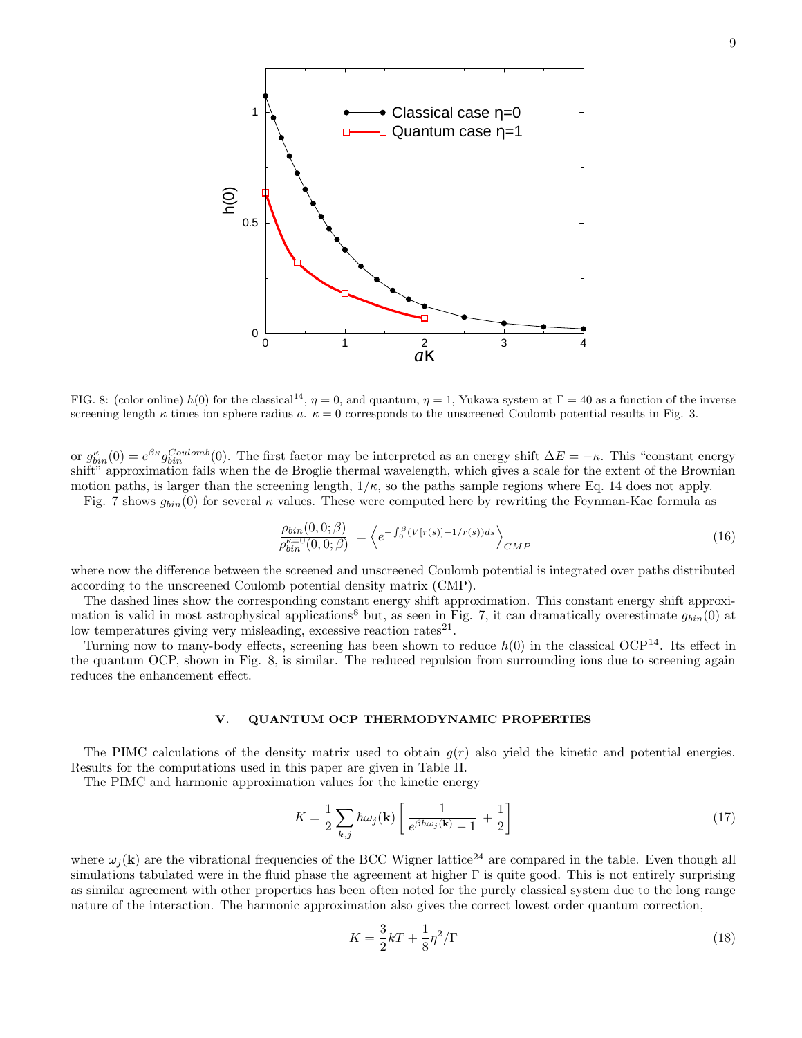FIG. 8: (color online) $h(0)$ for the classical[14], $\eta = 0$, and quantum, $\eta = 1$, Yukawa system at $\Gamma = 40$ as a function of the inverse screening length $\kappa$ times ion sphere radius $a$. $\kappa = 0$ corresponds to the unscreened Coulomb potential results in Fig. 3.

or $g^{\kappa}_{bin}(0) = e^{\beta\kappa} g^{Coulomb}_{bin}(0)$. The first factor may be interpreted as an energy shift $\Delta E = -\kappa$. This "constant energy shift" approximation fails when the de Broglie thermal wavelength, which gives a scale for the extent of the Brownian motion paths, is larger than the screening length, $1/\kappa$, so the paths sample regions where Eq. 14 does not apply.

Fig. 7 shows $g_{bin}(0)$ for several $\kappa$ values. These were computed here by rewriting the Feynman-Kac formula as

$$\frac{\rho_{bin}(0,0;\beta)}{\rho^{\kappa=0}_{bin}(0,0;\beta)} = \left\langle e^{-\int_0^\beta (V[r(s)] - 1/r(s))ds} \right\rangle_{CMP} \tag{16}$$

where now the difference between the screened and unscreened Coulomb potential is integrated over paths distributed according to the unscreened Coulomb potential density matrix (CMP).

The dashed lines show the corresponding constant energy shift approximation. This constant energy shift approximation is valid in most astrophysical applications[8] but, as seen in Fig. 7, it can dramatically overestimate $g_{bin}(0)$ at low temperatures giving very misleading, excessive reaction rates[21].

Turning now to many-body effects, screening has been shown to reduce $h(0)$ in the classical OCP[14]. Its effect in the quantum OCP, shown in Fig. 8, is similar. The reduced repulsion from surrounding ions due to screening again reduces the enhancement effect.

## V. QUANTUM OCP THERMODYNAMIC PROPERTIES

The PIMC calculations of the density matrix used to obtain $g(r)$ also yield the kinetic and potential energies. Results for the computations used in this paper are given in Table II.

The PIMC and harmonic approximation values for the kinetic energy

$$K = \frac{1}{2}\sum_{k,j} \hbar\omega_j(\mathbf{k}) \left[ \frac{1}{e^{\beta\hbar\omega_j(\mathbf{k})} - 1} + \frac{1}{2} \right] \tag{17}$$

where $\omega_j(\mathbf{k})$ are the vibrational frequencies of the BCC Wigner lattice[24] are compared in the table. Even though all simulations tabulated were in the fluid phase the agreement at higher $\Gamma$ is quite good. This is not entirely surprising as similar agreement with other properties has been often noted for the purely classical system due to the long range nature of the interaction. The harmonic approximation also gives the correct lowest order quantum correction,

$$K = \frac{3}{2}kT + \frac{1}{8}\eta^2/\Gamma \tag{18}$$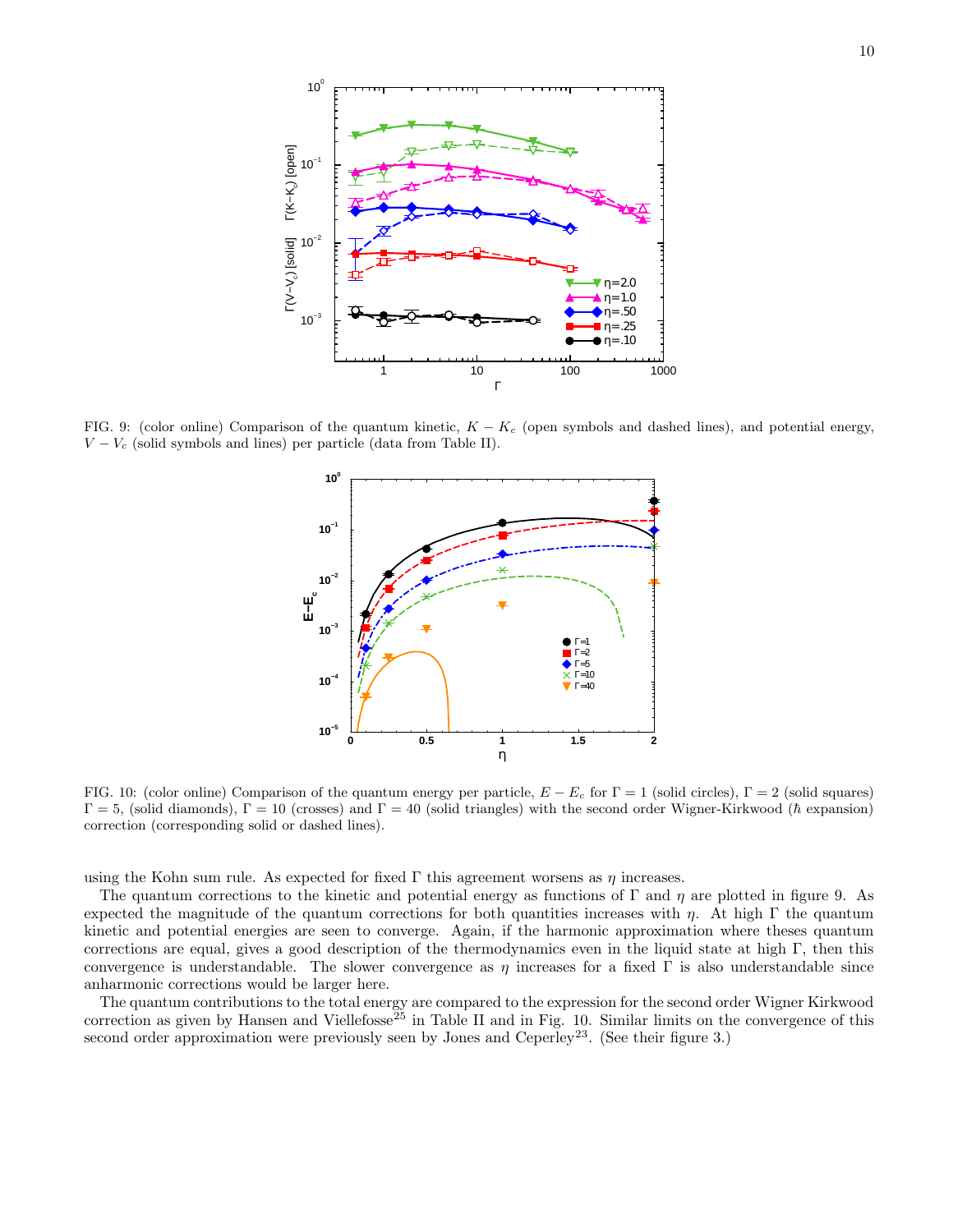FIG. 9: (color online) Comparison of the quantum kinetic, $K - K_c$ (open symbols and dashed lines), and potential energy, $V - V_c$ (solid symbols and lines) per particle (data from Table II).

FIG. 10: (color online) Comparison of the quantum energy per particle, $E - E_c$ for $\Gamma = 1$ (solid circles), $\Gamma = 2$ (solid squares) $\Gamma = 5$, (solid diamonds), $\Gamma = 10$ (crosses) and $\Gamma = 40$ (solid triangles) with the second order Wigner-Kirkwood ($\hbar$ expansion) correction (corresponding solid or dashed lines).

using the Kohn sum rule. As expected for fixed $\Gamma$ this agreement worsens as $\eta$ increases.

The quantum corrections to the kinetic and potential energy as functions of $\Gamma$ and $\eta$ are plotted in figure 9. As expected the magnitude of the quantum corrections for both quantities increases with $\eta$. At high $\Gamma$ the quantum kinetic and potential energies are seen to converge. Again, if the harmonic approximation where theses quantum corrections are equal, gives a good description of the thermodynamics even in the liquid state at high $\Gamma$, then this convergence is understandable. The slower convergence as $\eta$ increases for a fixed $\Gamma$ is also understandable since anharmonic corrections would be larger here.

The quantum contributions to the total energy are compared to the expression for the second order Wigner Kirkwood correction as given by Hansen and Viellefosse[25] in Table II and in Fig. 10. Similar limits on the convergence of this second order approximation were previously seen by Jones and Ceperley[23]. (See their figure 3.)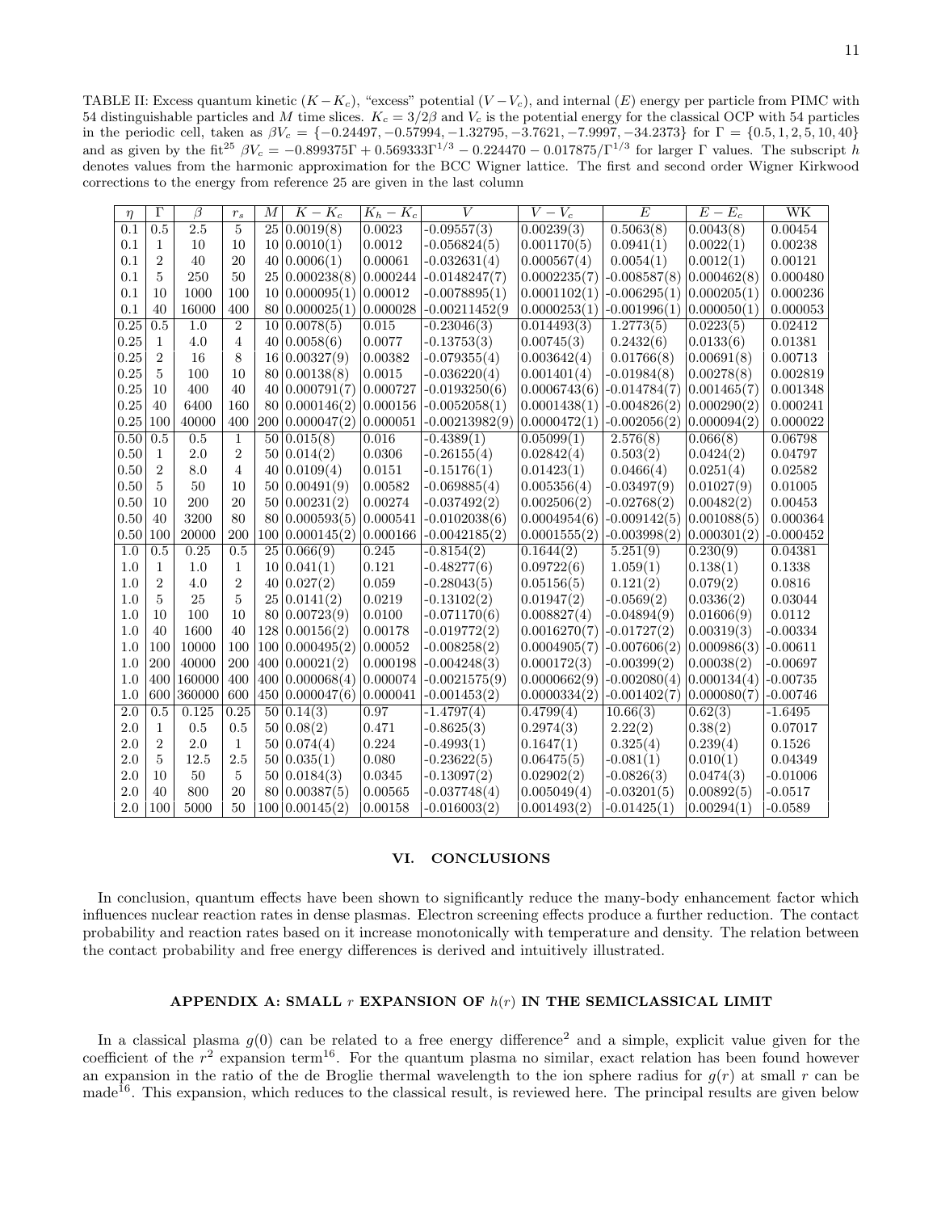TABLE II: Excess quantum kinetic $(K - K_c)$, "excess" potential $(V - V_c)$, and internal $(E)$ energy per particle from PIMC with 54 distinguishable particles and $M$ time slices. $K_c = 3/2\beta$ and $V_c$ is the potential energy for the classical OCP with 54 particles in the periodic cell, taken as $\beta V_c = \{-0.24497, -0.57994, -1.32795, -3.7621, -7.9997, -34.2373\}$ for $\Gamma = \{0.5, 1, 2, 5, 10, 40\}$ and as given by the fit[25] $\beta V_c = -0.899375\Gamma + 0.569333\Gamma^{1/3} - 0.224470 - 0.017875/\Gamma^{1/3}$ for larger $\Gamma$ values. The subscript $h$ denotes values from the harmonic approximation for the BCC Wigner lattice. The first and second order Wigner Kirkwood corrections to the energy from reference 25 are given in the last column

| $\eta$ | $\Gamma$ | $\beta$ | $r_s$ | $M$ | $K - K_c$ | $K_h - K_c$ | $V$ | $V - V_c$ | $E$ | $E - E_c$ | WK |
|---|---|---|---|---|---|---|---|---|---|---|---|
| 0.1 | 0.5 | 2.5 | 5 | 25 | 0.0019(8) | 0.0023 | -0.09557(3) | 0.00239(3) | 0.5063(8) | 0.0043(8) | 0.00454 |
| 0.1 | 1 | 10 | 10 | 10 | 0.0010(1) | 0.0012 | -0.056824(5) | 0.001170(5) | 0.0941(1) | 0.0022(1) | 0.00238 |
| 0.1 | 2 | 40 | 20 | 40 | 0.0006(1) | 0.00061 | -0.032631(4) | 0.000567(4) | 0.0054(1) | 0.0012(1) | 0.00121 |
| 0.1 | 5 | 250 | 50 | 25 | 0.000238(8) | 0.000244 | -0.0148247(7) | 0.0002235(7) | -0.008587(8) | 0.000462(8) | 0.000480 |
| 0.1 | 10 | 1000 | 100 | 10 | 0.000095(1) | 0.00012 | -0.0078895(1) | 0.0001102(1) | -0.006295(1) | 0.000205(1) | 0.000236 |
| 0.1 | 40 | 16000 | 400 | 80 | 0.000025(1) | 0.000028 | -0.00211452(9 | 0.0000253(1) | -0.001996(1) | 0.000050(1) | 0.000053 |
| 0.25 | 0.5 | 1.0 | 2 | 10 | 0.0078(5) | 0.015 | -0.23046(3) | 0.014493(3) | 1.2773(5) | 0.0223(5) | 0.02412 |
| 0.25 | 1 | 4.0 | 4 | 40 | 0.0058(6) | 0.0077 | -0.13753(3) | 0.00745(3) | 0.2432(6) | 0.0133(6) | 0.01381 |
| 0.25 | 2 | 16 | 8 | 16 | 0.00327(9) | 0.00382 | -0.079355(4) | 0.003642(4) | 0.01766(8) | 0.00691(8) | 0.00713 |
| 0.25 | 5 | 100 | 10 | 80 | 0.00138(8) | 0.0015 | -0.036220(4) | 0.001401(4) | -0.01984(8) | 0.00278(8) | 0.002819 |
| 0.25 | 10 | 400 | 40 | 40 | 0.000791(7) | 0.000727 | -0.0193250(6) | 0.0006743(6) | -0.014784(7) | 0.001465(7) | 0.001348 |
| 0.25 | 40 | 6400 | 160 | 80 | 0.000146(2) | 0.000156 | -0.0052058(1) | 0.0001438(1) | -0.004826(2) | 0.000290(2) | 0.000241 |
| 0.25 | 100 | 40000 | 400 | 200 | 0.000047(2) | 0.000051 | -0.00213982(9) | 0.0000472(1) | -0.002056(2) | 0.000094(2) | 0.000022 |
| 0.50 | 0.5 | 0.5 | 1 | 50 | 0.015(8) | 0.016 | -0.4389(1) | 0.05099(1) | 2.576(8) | 0.066(8) | 0.06798 |
| 0.50 | 1 | 2.0 | 2 | 50 | 0.014(2) | 0.0306 | -0.26155(4) | 0.02842(4) | 0.503(2) | 0.0424(2) | 0.04797 |
| 0.50 | 2 | 8.0 | 4 | 40 | 0.0109(4) | 0.0151 | -0.15176(1) | 0.01423(1) | 0.0466(4) | 0.0251(4) | 0.02582 |
| 0.50 | 5 | 50 | 10 | 50 | 0.00491(9) | 0.00582 | -0.069885(4) | 0.005356(4) | -0.03497(9) | 0.01027(9) | 0.01005 |
| 0.50 | 10 | 200 | 20 | 50 | 0.00231(2) | 0.00274 | -0.037492(2) | 0.002506(2) | -0.02768(2) | 0.00482(2) | 0.00453 |
| 0.50 | 40 | 3200 | 80 | 80 | 0.000593(5) | 0.000541 | -0.0102038(6) | 0.0004954(6) | -0.009142(5) | 0.001088(5) | 0.000364 |
| 0.50 | 100 | 20000 | 200 | 100 | 0.000145(2) | 0.000166 | -0.0042185(2) | 0.0001555(2) | -0.003998(2) | 0.000301(2) | -0.000452 |
| 1.0 | 0.5 | 0.25 | 0.5 | 25 | 0.066(9) | 0.245 | -0.8154(2) | 0.1644(2) | 5.251(9) | 0.230(9) | 0.04381 |
| 1.0 | 1 | 1.0 | 1 | 10 | 0.041(1) | 0.121 | -0.48277(6) | 0.09722(6) | 1.059(1) | 0.138(1) | 0.1338 |
| 1.0 | 2 | 4.0 | 2 | 40 | 0.027(2) | 0.059 | -0.28043(5) | 0.05156(5) | 0.121(2) | 0.079(2) | 0.0816 |
| 1.0 | 5 | 25 | 5 | 25 | 0.0141(2) | 0.0219 | -0.13102(2) | 0.01947(2) | -0.0569(2) | 0.0336(2) | 0.03044 |
| 1.0 | 10 | 100 | 10 | 80 | 0.00723(9) | 0.0100 | -0.071170(6) | 0.008827(4) | -0.04894(9) | 0.01606(9) | 0.0112 |
| 1.0 | 40 | 1600 | 40 | 128 | 0.00156(2) | 0.00178 | -0.019772(2) | 0.0016270(7) | -0.01727(2) | 0.00319(3) | -0.00334 |
| 1.0 | 100 | 10000 | 100 | 100 | 0.000495(2) | 0.00052 | -0.008258(2) | 0.0004905(7) | -0.007606(2) | 0.000986(3) | -0.00611 |
| 1.0 | 200 | 40000 | 200 | 400 | 0.00021(2) | 0.000198 | -0.004248(3) | 0.000172(3) | -0.00399(2) | 0.00038(2) | -0.00697 |
| 1.0 | 400 | 160000 | 400 | 400 | 0.000068(4) | 0.000074 | -0.0021575(9) | 0.0000662(9) | -0.002080(4) | 0.000134(4) | -0.00735 |
| 1.0 | 600 | 360000 | 600 | 450 | 0.000047(6) | 0.000041 | -0.001453(2) | 0.0000334(2) | -0.001402(7) | 0.000080(7) | -0.00746 |
| 2.0 | 0.5 | 0.125 | 0.25 | 50 | 0.14(3) | 0.97 | -1.4797(4) | 0.4799(4) | 10.66(3) | 0.62(3) | -1.6495 |
| 2.0 | 1 | 0.5 | 0.5 | 50 | 0.08(2) | 0.471 | -0.8625(3) | 0.2974(3) | 2.22(2) | 0.38(2) | 0.07017 |
| 2.0 | 2 | 2.0 | 1 | 50 | 0.074(4) | 0.224 | -0.4993(1) | 0.1647(1) | 0.325(4) | 0.239(4) | 0.1526 |
| 2.0 | 5 | 12.5 | 2.5 | 50 | 0.035(1) | 0.080 | -0.23622(5) | 0.06475(5) | -0.081(1) | 0.010(1) | 0.04349 |
| 2.0 | 10 | 50 | 5 | 50 | 0.0184(3) | 0.0345 | -0.13097(2) | 0.02902(2) | -0.0826(3) | 0.0474(3) | -0.01006 |
| 2.0 | 40 | 800 | 20 | 80 | 0.00387(5) | 0.00565 | -0.037748(4) | 0.005049(4) | -0.03201(5) | 0.00892(5) | -0.0517 |
| 2.0 | 100 | 5000 | 50 | 100 | 0.00145(2) | 0.00158 | -0.016003(2) | 0.001493(2) | -0.01425(1) | 0.00294(1) | -0.0589 |

## VI. CONCLUSIONS

In conclusion, quantum effects have been shown to significantly reduce the many-body enhancement factor which influences nuclear reaction rates in dense plasmas. Electron screening effects produce a further reduction. The contact probability and reaction rates based on it increase monotonically with temperature and density. The relation between the contact probability and free energy differences is derived and intuitively illustrated.

## APPENDIX A: SMALL $r$ EXPANSION OF $h(r)$ IN THE SEMICLASSICAL LIMIT

In a classical plasma $g(0)$ can be related to a free energy difference[2] and a simple, explicit value given for the coefficient of the $r^2$ expansion term[16]. For the quantum plasma no similar, exact relation has been found however an expansion in the ratio of the de Broglie thermal wavelength to the ion sphere radius for $g(r)$ at small $r$ can be made[16]. This expansion, which reduces to the classical result, is reviewed here. The principal results are given below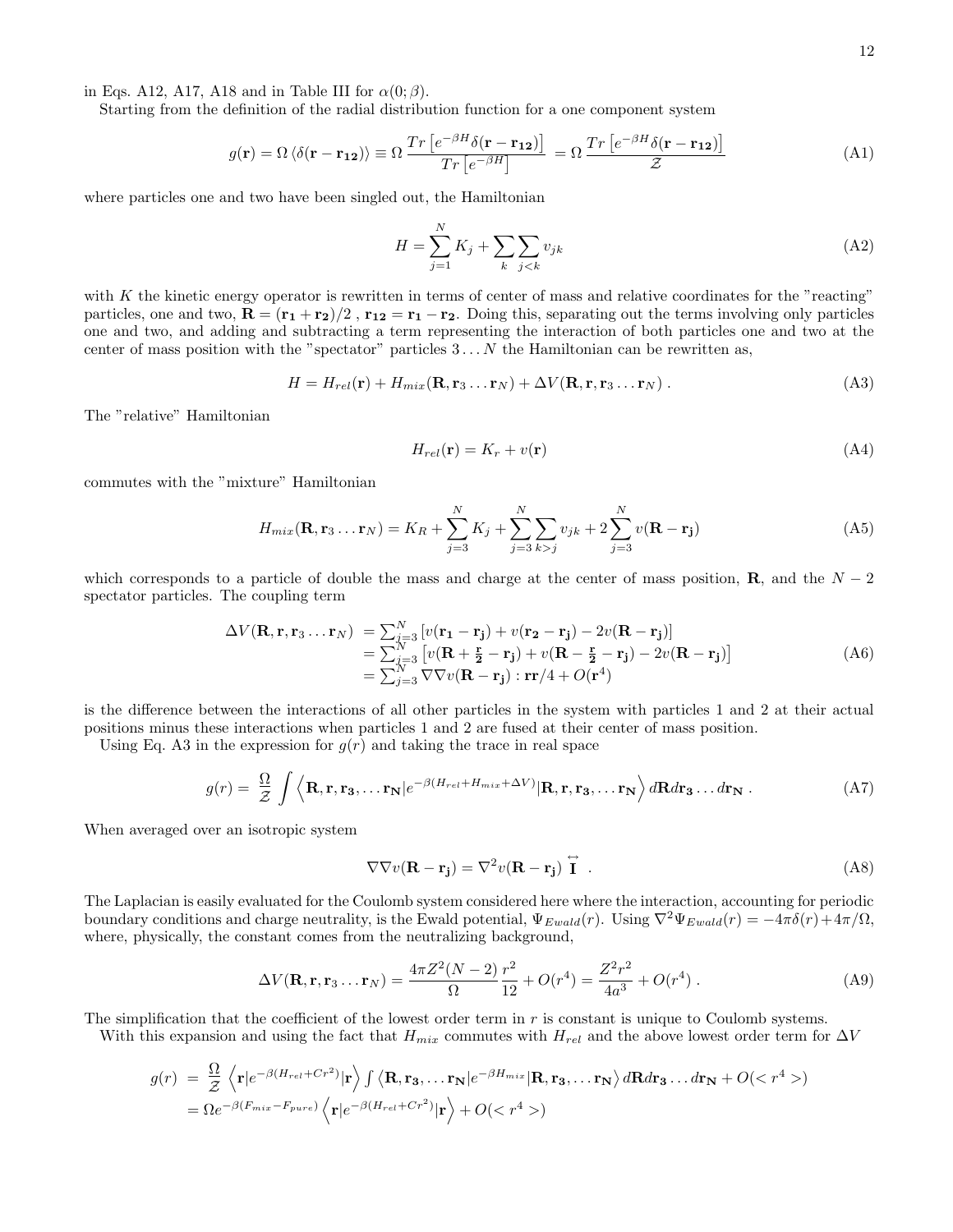in Eqs. A12, A17, A18 and in Table III for $\alpha(0;\beta)$.

Starting from the definition of the radial distribution function for a one component system

$$g(\mathbf{r}) = \Omega\, \langle \delta(\mathbf{r}-\mathbf{r_{12}})\rangle \equiv \Omega\, \frac{Tr\left[e^{-\beta H}\delta(\mathbf{r}-\mathbf{r_{12}})\right]}{Tr\left[e^{-\beta H}\right]} \;= \Omega\, \frac{Tr\left[e^{-\beta H}\delta(\mathbf{r}-\mathbf{r_{12}})\right]}{\mathcal{Z}} \tag{A1}$$

where particles one and two have been singled out, the Hamiltonian

$$H = \sum_{j=1}^{N} K_j + \sum_{k}\sum_{j<k} v_{jk} \tag{A2}$$

with $K$ the kinetic energy operator is rewritten in terms of center of mass and relative coordinates for the "reacting" particles, one and two, $\mathbf{R} = (\mathbf{r_1}+\mathbf{r_2})/2$ , $\mathbf{r_{12}} = \mathbf{r_1}-\mathbf{r_2}$. Doing this, separating out the terms involving only particles one and two, and adding and subtracting a term representing the interaction of both particles one and two at the center of mass position with the "spectator" particles $3\ldots N$ the Hamiltonian can be rewritten as,

$$H = H_{rel}(\mathbf{r}) + H_{mix}(\mathbf{R},\mathbf{r}_3\ldots\mathbf{r}_N) + \Delta V(\mathbf{R},\mathbf{r},\mathbf{r}_3\ldots\mathbf{r}_N)\;. \tag{A3}$$

The "relative" Hamiltonian

$$H_{rel}(\mathbf{r}) = K_r + v(\mathbf{r}) \tag{A4}$$

commutes with the "mixture" Hamiltonian

$$H_{mix}(\mathbf{R},\mathbf{r}_3\ldots\mathbf{r}_N) = K_R + \sum_{j=3}^{N} K_j + \sum_{j=3}^{N}\sum_{k>j} v_{jk} + 2\sum_{j=3}^{N} v(\mathbf{R}-\mathbf{r_j}) \tag{A5}$$

which corresponds to a particle of double the mass and charge at the center of mass position, $\mathbf{R}$, and the $N-2$ spectator particles. The coupling term

$$\begin{aligned}\Delta V(\mathbf{R},\mathbf{r},\mathbf{r}_3\ldots\mathbf{r}_N) &= \textstyle\sum_{j=3}^{N}\left[v(\mathbf{r_1}-\mathbf{r_j}) + v(\mathbf{r_2}-\mathbf{r_j}) - 2v(\mathbf{R}-\mathbf{r_j})\right]\\ &= \textstyle\sum_{j=3}^{N}\left[v(\mathbf{R}+\frac{\mathbf{r}}{\mathbf{2}}-\mathbf{r_j}) + v(\mathbf{R}-\frac{\mathbf{r}}{\mathbf{2}}-\mathbf{r_j}) - 2v(\mathbf{R}-\mathbf{r_j})\right]\\ &= \textstyle\sum_{j=3}^{N}\nabla\nabla v(\mathbf{R}-\mathbf{r_j}) : \mathbf{rr}/4 + O(\mathbf{r}^4)\end{aligned} \tag{A6}$$

is the difference between the interactions of all other particles in the system with particles 1 and 2 at their actual positions minus these interactions when particles 1 and 2 are fused at their center of mass position.

Using Eq. A3 in the expression for $g(r)$ and taking the trace in real space

$$g(r) = \;\frac{\Omega}{\mathcal{Z}}\int\left\langle \mathbf{R},\mathbf{r},\mathbf{r_3},\ldots\mathbf{r_N}|e^{-\beta(H_{rel}+H_{mix}+\Delta V)}|\mathbf{R},\mathbf{r},\mathbf{r_3},\ldots\mathbf{r_N}\right\rangle d\mathbf{R}d\mathbf{r_3}\ldots d\mathbf{r_N}\;. \tag{A7}$$

When averaged over an isotropic system

$$\nabla\nabla v(\mathbf{R}-\mathbf{r_j}) = \nabla^2 v(\mathbf{R}-\mathbf{r_j})\;\overleftrightarrow{\mathbf{I}}\;\;. \tag{A8}$$

The Laplacian is easily evaluated for the Coulomb system considered here where the interaction, accounting for periodic boundary conditions and charge neutrality, is the Ewald potential, $\Psi_{Ewald}(r)$. Using $\nabla^2\Psi_{Ewald}(r) = -4\pi\delta(r) + 4\pi/\Omega$, where, physically, the constant comes from the neutralizing background,

$$\Delta V(\mathbf{R},\mathbf{r},\mathbf{r}_3\ldots\mathbf{r}_N) = \frac{4\pi Z^2(N-2)}{\Omega}\frac{r^2}{12} + O(r^4) = \frac{Z^2 r^2}{4a^3} + O(r^4)\;. \tag{A9}$$

The simplification that the coefficient of the lowest order term in $r$ is constant is unique to Coulomb systems.

With this expansion and using the fact that $H_{mix}$ commutes with $H_{rel}$ and the above lowest order term for $\Delta V$

$$\begin{aligned} g(r) \;&=\; \frac{\Omega}{\mathcal{Z}}\left\langle \mathbf{r}|e^{-\beta(H_{rel}+Cr^2)}|\mathbf{r}\right\rangle \int\left\langle \mathbf{R},\mathbf{r_3},\ldots\mathbf{r_N}|e^{-\beta H_{mix}}|\mathbf{R},\mathbf{r_3},\ldots\mathbf{r_N}\right\rangle d\mathbf{R}d\mathbf{r_3}\ldots d\mathbf{r_N} + O(<r^4>)\\ &= \Omega e^{-\beta(F_{mix}-F_{pure})}\left\langle \mathbf{r}|e^{-\beta(H_{rel}+Cr^2)}|\mathbf{r}\right\rangle + O(<r^4>)\end{aligned}$$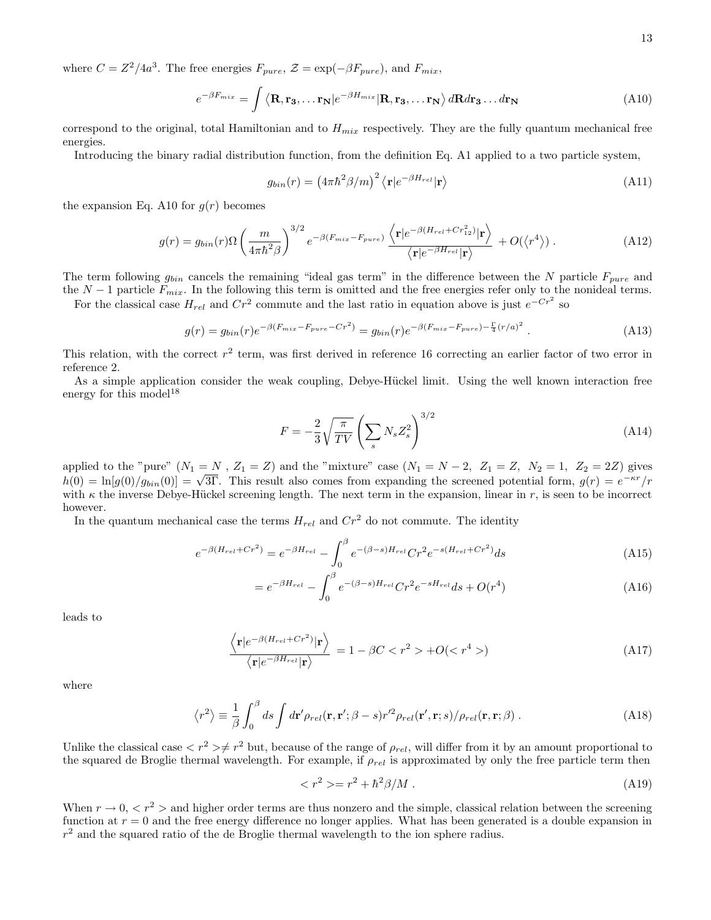where $C = Z^2/4a^3$. The free energies $F_{pure}$, $\mathcal{Z} = \exp(-\beta F_{pure})$, and $F_{mix}$,

$$e^{-\beta F_{mix}} = \int \left\langle \mathbf{R}, \mathbf{r_3}, \dots \mathbf{r_N} | e^{-\beta H_{mix}} | \mathbf{R}, \mathbf{r_3}, \dots \mathbf{r_N} \right\rangle d\mathbf{R} d\mathbf{r_3} \dots d\mathbf{r_N} \tag{A10}$$

correspond to the original, total Hamiltonian and to $H_{mix}$ respectively. They are the fully quantum mechanical free energies.

Introducing the binary radial distribution function, from the definition Eq. A1 applied to a two particle system,

$$g_{bin}(r) = \left(4\pi\hbar^2\beta/m\right)^2 \left\langle \mathbf{r} | e^{-\beta H_{rel}} | \mathbf{r} \right\rangle \tag{A11}$$

the expansion Eq. A10 for $g(r)$ becomes

$$g(r) = g_{bin}(r) \Omega \left(\frac{m}{4\pi\hbar^2\beta}\right)^{3/2} e^{-\beta(F_{mix}-F_{pure})} \frac{\left\langle \mathbf{r} | e^{-\beta(H_{rel}+Cr_{12}^2)} | \mathbf{r} \right\rangle}{\left\langle \mathbf{r} | e^{-\beta H_{rel}} | \mathbf{r} \right\rangle} + O(\langle r^4 \rangle) . \tag{A12}$$

The term following $g_{bin}$ cancels the remaining "ideal gas term" in the difference between the $N$ particle $F_{pure}$ and the $N-1$ particle $F_{mix}$. In the following this term is omitted and the free energies refer only to the nonideal terms.

For the classical case $H_{rel}$ and $Cr^2$ commute and the last ratio in equation above is just $e^{-Cr^2}$ so

$$g(r) = g_{bin}(r) e^{-\beta(F_{mix}-F_{pure}-Cr^2)} = g_{bin}(r) e^{-\beta(F_{mix}-F_{pure}) - \frac{\Gamma}{4}(r/a)^2} . \tag{A13}$$

This relation, with the correct $r^2$ term, was first derived in reference 16 correcting an earlier factor of two error in reference 2.

As a simple application consider the weak coupling, Debye-Hückel limit. Using the well known interaction free energy for this model[18]

$$F = -\frac{2}{3}\sqrt{\frac{\pi}{TV}} \left(\sum_s N_s Z_s^2\right)^{3/2} \tag{A14}$$

applied to the "pure" ($N_1 = N$ , $Z_1 = Z$) and the "mixture" case ($N_1 = N-2,\ Z_1 = Z,\ N_2 = 1,\ Z_2 = 2Z$) gives $h(0) = \ln[g(0)/g_{bin}(0)] = \sqrt{3}\Gamma$. This result also comes from expanding the screened potential form, $g(r) = e^{-\kappa r}/r$ with $\kappa$ the inverse Debye-Hückel screening length. The next term in the expansion, linear in $r$, is seen to be incorrect however.

In the quantum mechanical case the terms $H_{rel}$ and $Cr^2$ do not commute. The identity

$$e^{-\beta(H_{rel}+Cr^2)} = e^{-\beta H_{rel}} - \int_0^\beta e^{-(\beta-s)H_{rel}} Cr^2 e^{-s(H_{rel}+Cr^2)} ds \tag{A15}$$

$$= e^{-\beta H_{rel}} - \int_0^\beta e^{-(\beta-s)H_{rel}} Cr^2 e^{-sH_{rel}} ds + O(r^4) \tag{A16}$$

leads to

$$\frac{\left\langle \mathbf{r} | e^{-\beta(H_{rel}+Cr^2)} | \mathbf{r} \right\rangle}{\left\langle \mathbf{r} | e^{-\beta H_{rel}} | \mathbf{r} \right\rangle} = 1 - \beta C < r^2 > + O(< r^4 >) \tag{A17}$$

where

$$\langle r^2 \rangle \equiv \frac{1}{\beta}\int_0^\beta ds \int d\mathbf{r}' \rho_{rel}(\mathbf{r}, \mathbf{r}'; \beta - s) r'^2 \rho_{rel}(\mathbf{r}', \mathbf{r}; s)/\rho_{rel}(\mathbf{r}, \mathbf{r}; \beta) . \tag{A18}$$

Unlike the classical case $< r^2 > \neq r^2$ but, because of the range of $\rho_{rel}$, will differ from it by an amount proportional to the squared de Broglie thermal wavelength. For example, if $\rho_{rel}$ is approximated by only the free particle term then

$$< r^2 > = r^2 + \hbar^2\beta/M . \tag{A19}$$

When $r \to 0$, $< r^2 >$ and higher order terms are thus nonzero and the simple, classical relation between the screening function at $r = 0$ and the free energy difference no longer applies. What has been generated is a double expansion in $r^2$ and the squared ratio of the de Broglie thermal wavelength to the ion sphere radius.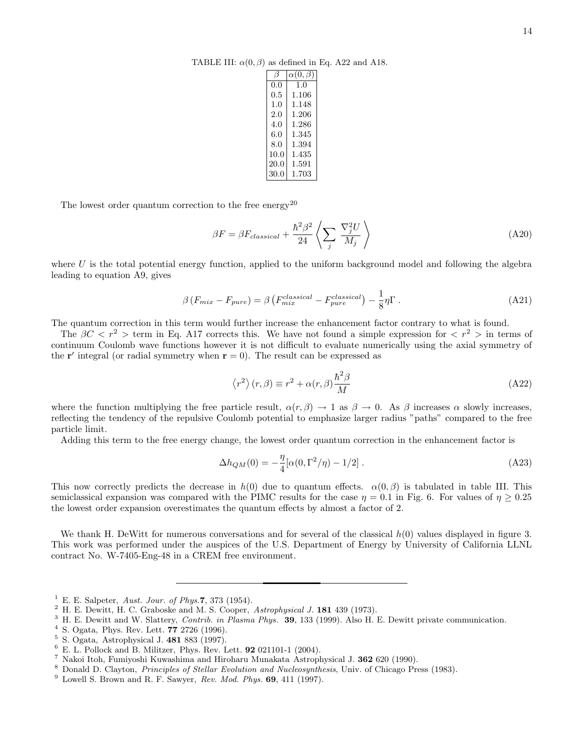TABLE III: $\alpha(0,\beta)$ as defined in Eq. A22 and A18.

| $\beta$ | $\alpha(0,\beta)$ |
|---|---|
| 0.0 | 1.0 |
| 0.5 | 1.106 |
| 1.0 | 1.148 |
| 2.0 | 1.206 |
| 4.0 | 1.286 |
| 6.0 | 1.345 |
| 8.0 | 1.394 |
| 10.0 | 1.435 |
| 20.0 | 1.591 |
| 30.0 | 1.703 |

The lowest order quantum correction to the free energy[20]

$$\beta F = \beta F_{classical} + \frac{\hbar^2 \beta^2}{24} \left\langle \sum_j \frac{\nabla_j^2 U}{M_j} \right\rangle \tag{A20}$$

where $U$ is the total potential energy function, applied to the uniform background model and following the algebra leading to equation A9, gives

$$\beta \left(F_{mix} - F_{pure}\right) = \beta \left(F_{mix}^{classical} - F_{pure}^{classical}\right) - \frac{1}{8}\eta\Gamma \,. \tag{A21}$$

The quantum correction in this term would further increase the enhancement factor contrary to what is found.

The $\beta C < r^2 >$ term in Eq. A17 corrects this. We have not found a simple expression for $< r^2 >$ in terms of continuum Coulomb wave functions however it is not difficult to evaluate numerically using the axial symmetry of the $\mathbf{r}'$ integral (or radial symmetry when $\mathbf{r} = 0$). The result can be expressed as

$$\left\langle r^2 \right\rangle (r,\beta) \equiv r^2 + \alpha(r,\beta)\frac{\hbar^2 \beta}{M} \tag{A22}$$

where the function multiplying the free particle result, $\alpha(r,\beta) \to 1$ as $\beta \to 0$. As $\beta$ increases $\alpha$ slowly increases, reflecting the tendency of the repulsive Coulomb potential to emphasize larger radius "paths" compared to the free particle limit.

Adding this term to the free energy change, the lowest order quantum correction in the enhancement factor is

$$\Delta h_{QM}(0) = -\frac{\eta}{4}[\alpha(0,\Gamma^2/\eta) - 1/2] \,. \tag{A23}$$

This now correctly predicts the decrease in $h(0)$ due to quantum effects. $\alpha(0,\beta)$ is tabulated in table III. This semiclassical expansion was compared with the PIMC results for the case $\eta = 0.1$ in Fig. 6. For values of $\eta \geq 0.25$ the lowest order expansion overestimates the quantum effects by almost a factor of 2.

We thank H. DeWitt for numerous conversations and for several of the classical $h(0)$ values displayed in figure 3. This work was performed under the auspices of the U.S. Department of Energy by University of California LLNL contract No. W-7405-Eng-48 in a CREM free environment.

---

[1] E. E. Salpeter, *Aust. Jour. of Phys.* **7**, 373 (1954).
[2] H. E. Dewitt, H. C. Graboske and M. S. Cooper, *Astrophysical J.* **181** 439 (1973).
[3] H. E. Dewitt and W. Slattery, *Contrib. in Plasma Phys.* **39**, 133 (1999). Also H. E. Dewitt private communication.
[4] S. Ogata, Phys. Rev. Lett. **77** 2726 (1996).
[5] S. Ogata, Astrophysical J. **481** 883 (1997).
[6] E. L. Pollock and B. Militzer, Phys. Rev. Lett. **92** 021101-1 (2004).
[7] Nakoi Itoh, Fumiyoshi Kuwashima and Hiroharu Munakata Astrophysical J. **362** 620 (1990).
[8] Donald D. Clayton, *Principles of Stellar Evolution and Nucleosynthesis*, Univ. of Chicago Press (1983).
[9] Lowell S. Brown and R. F. Sawyer, *Rev. Mod. Phys.* **69**, 411 (1997).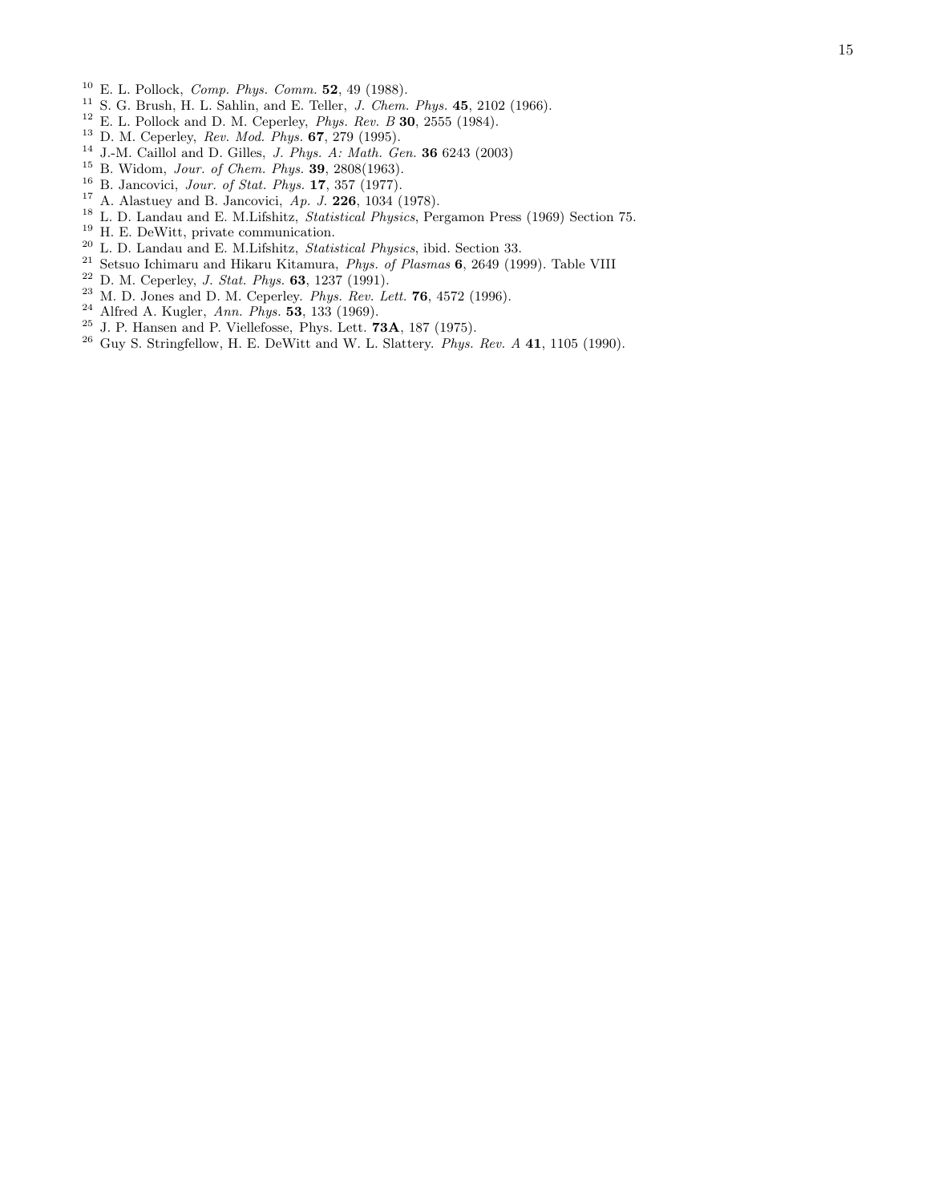[10] E. L. Pollock, *Comp. Phys. Comm.* **52**, 49 (1988).
[11] S. G. Brush, H. L. Sahlin, and E. Teller, *J. Chem. Phys.* **45**, 2102 (1966).
[12] E. L. Pollock and D. M. Ceperley, *Phys. Rev. B* **30**, 2555 (1984).
[13] D. M. Ceperley, *Rev. Mod. Phys.* **67**, 279 (1995).
[14] J.-M. Caillol and D. Gilles, *J. Phys. A: Math. Gen.* **36** 6243 (2003)
[15] B. Widom, *Jour. of Chem. Phys.* **39**, 2808(1963).
[16] B. Jancovici, *Jour. of Stat. Phys.* **17**, 357 (1977).
[17] A. Alastuey and B. Jancovici, *Ap. J.* **226**, 1034 (1978).
[18] L. D. Landau and E. M.Lifshitz, *Statistical Physics*, Pergamon Press (1969) Section 75.
[19] H. E. DeWitt, private communication.
[20] L. D. Landau and E. M.Lifshitz, *Statistical Physics*, ibid. Section 33.
[21] Setsuo Ichimaru and Hikaru Kitamura, *Phys. of Plasmas* **6**, 2649 (1999). Table VIII
[22] D. M. Ceperley, *J. Stat. Phys.* **63**, 1237 (1991).
[23] M. D. Jones and D. M. Ceperley. *Phys. Rev. Lett.* **76**, 4572 (1996).
[24] Alfred A. Kugler, *Ann. Phys.* **53**, 133 (1969).
[25] J. P. Hansen and P. Viellefosse, Phys. Lett. **73A**, 187 (1975).
[26] Guy S. Stringfellow, H. E. DeWitt and W. L. Slattery. *Phys. Rev. A* **41**, 1105 (1990).